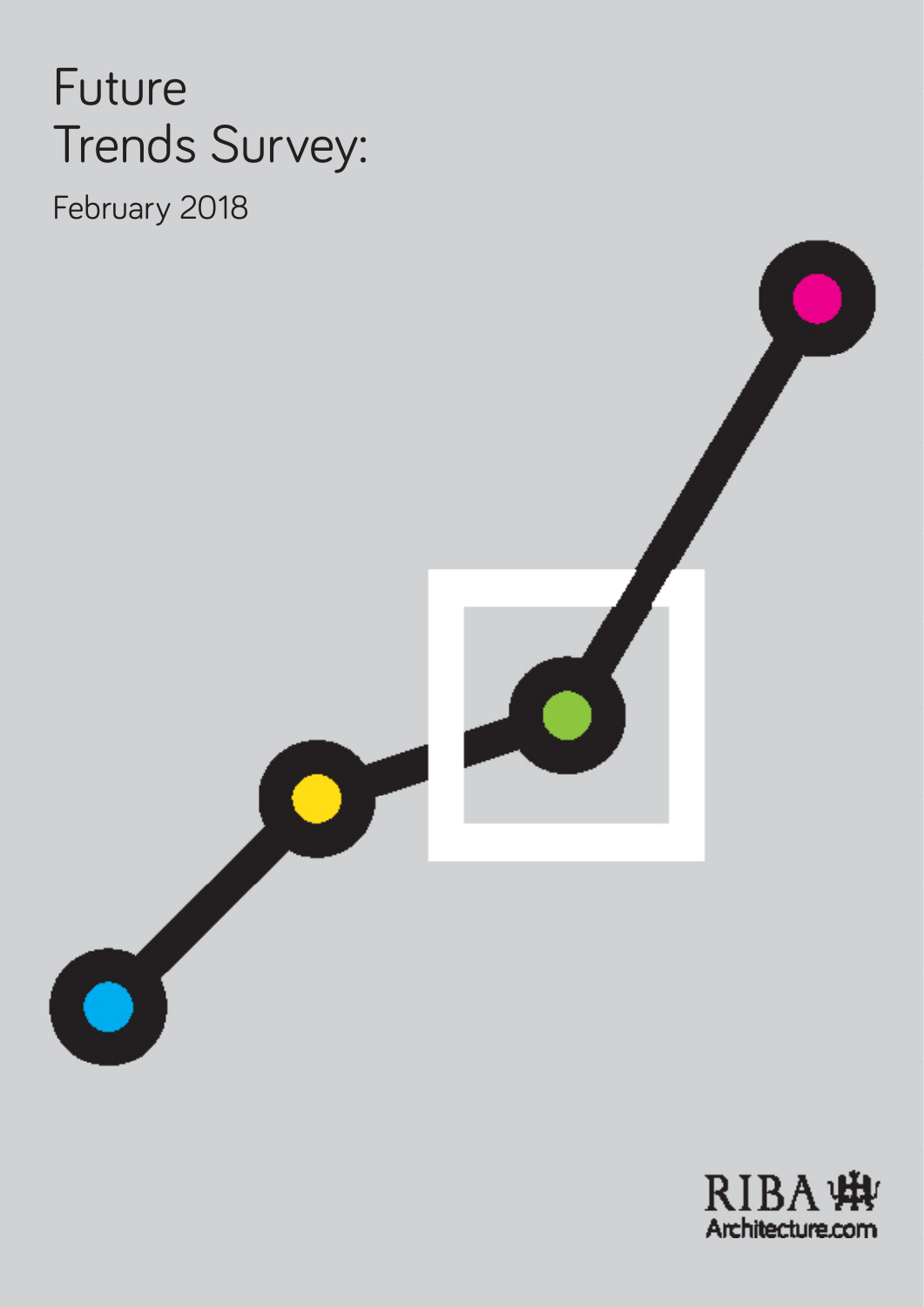# Future Trends Survey:

February 2018

RIBA
Architecture.com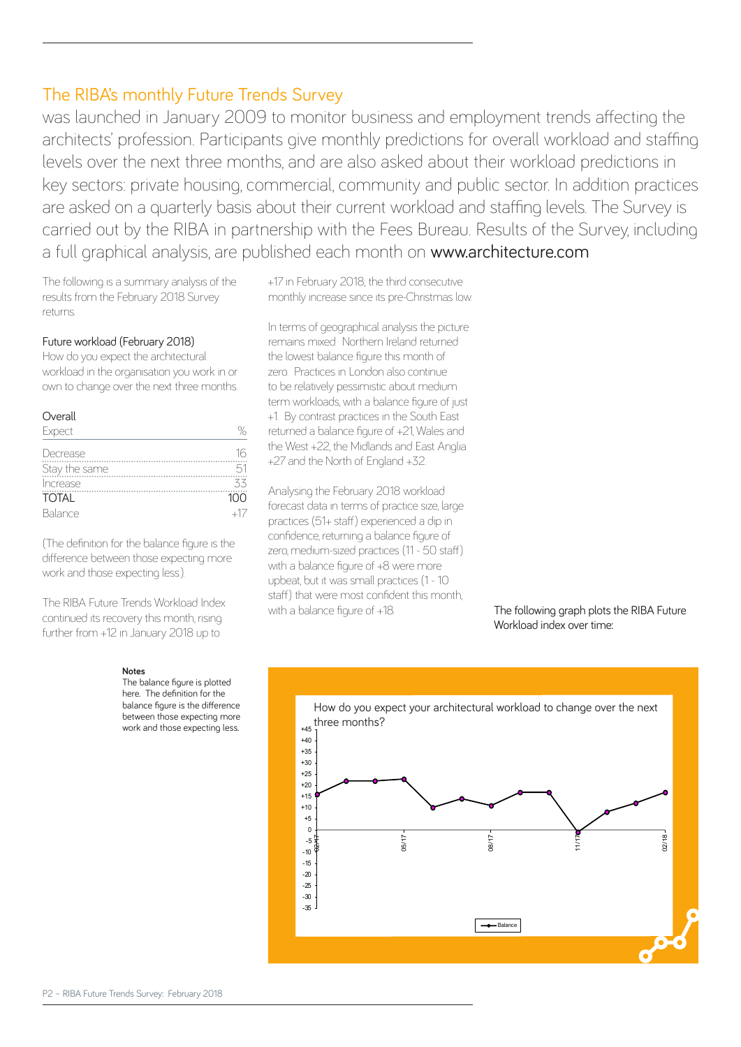## The RIBA's monthly Future Trends Survey

was launched in January 2009 to monitor business and employment trends affecting the architects' profession. Participants give monthly predictions for overall workload and staffing levels over the next three months, and are also asked about their workload predictions in key sectors: private housing, commercial, community and public sector. In addition practices are asked on a quarterly basis about their current workload and staffing levels. The Survey is carried out by the RIBA in partnership with the Fees Bureau. Results of the Survey, including a full graphical analysis, are published each month on www.architecture.com

The following is a summary analysis of the results from the February 2018 Survey returns.

### Future workload (February 2018)

How do you expect the architectural workload in the organisation you work in or own to change over the next three months.

**Overall**

| Expect | % |
|---|---|
| Decrease | 16 |
| Stay the same | 51 |
| Increase | 33 |
| TOTAL | 100 |
| Balance | +17 |

(The definition for the balance figure is the difference between those expecting more work and those expecting less.)

The RIBA Future Trends Workload Index continued its recovery this month, rising further from +12 in January 2018 up to +17 in February 2018; the third consecutive monthly increase since its pre-Christmas low.

In terms of geographical analysis the picture remains mixed. Northern Ireland returned the lowest balance figure this month of zero. Practices in London also continue to be relatively pessimistic about medium term workloads, with a balance figure of just +1. By contrast practices in the South East returned a balance figure of +21, Wales and the West +22, the Midlands and East Anglia +27 and the North of England +32.

Analysing the February 2018 workload forecast data in terms of practice size, large practices (51+ staff) experienced a dip in confidence, returning a balance figure of zero, medium-sized practices (11 - 50 staff) with a balance figure of +8 were more upbeat, but it was small practices (1 - 10 staff) that were most confident this month, with a balance figure of +18.

The following graph plots the RIBA Future Workload index over time:

**Notes**
The balance figure is plotted here. The definition for the balance figure is the difference between those expecting more work and those expecting less.

How do you expect your architectural workload to change over the next three months?

| Month | Balance |
|---|---|
| 02/17 | +16 |
| 03/17 | +22 |
| 04/17 | +22 |
| 05/17 | +23 |
| 06/17 | +10 |
| 07/17 | +14 |
| 08/17 | +11 |
| 09/17 | +17 |
| 10/17 | +17 |
| 11/17 | -1 |
| 12/17 | +8 |
| 01/18 | +12 |
| 02/18 | +17 |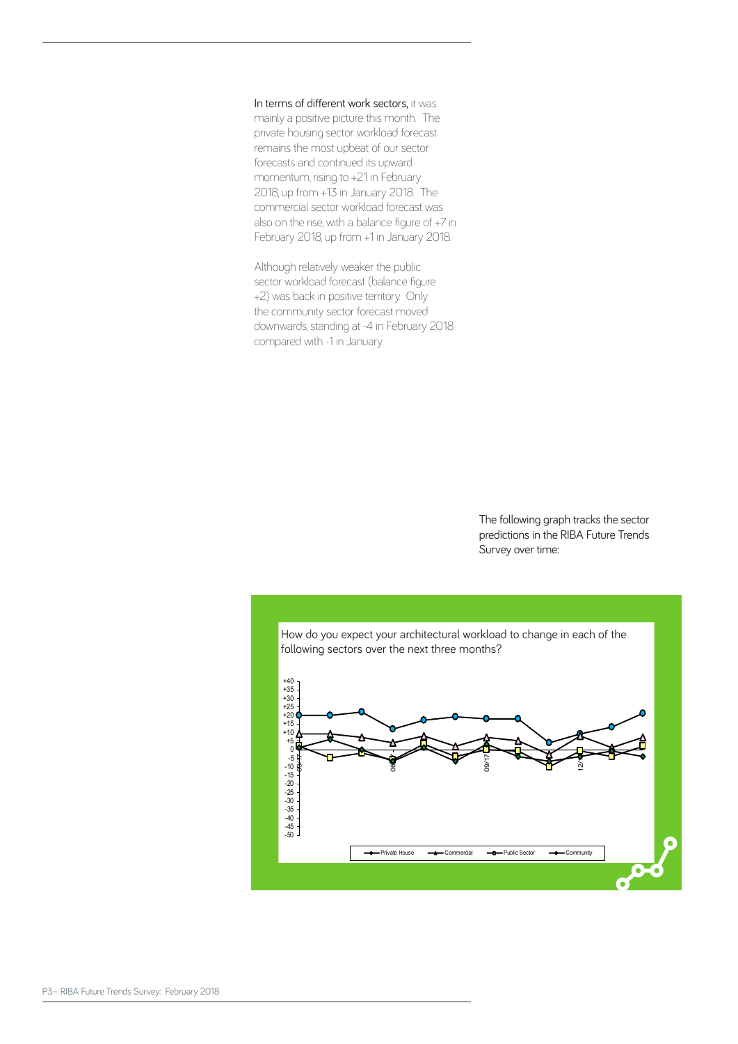**In terms of different work sectors,** it was mainly a positive picture this month. The private housing sector workload forecast remains the most upbeat of our sector forecasts and continued its upward momentum, rising to +21 in February 2018, up from +13 in January 2018. The commercial sector workload forecast was also on the rise, with a balance figure of +7 in February 2018, up from +1 in January 2018.

Although relatively weaker the public sector workload forecast (balance figure +2) was back in positive territory. Only the community sector forecast moved downwards, standing at -4 in February 2018 compared with -1 in January.

The following graph tracks the sector predictions in the RIBA Future Trends Survey over time:

How do you expect your architectural workload to change in each of the following sectors over the next three months?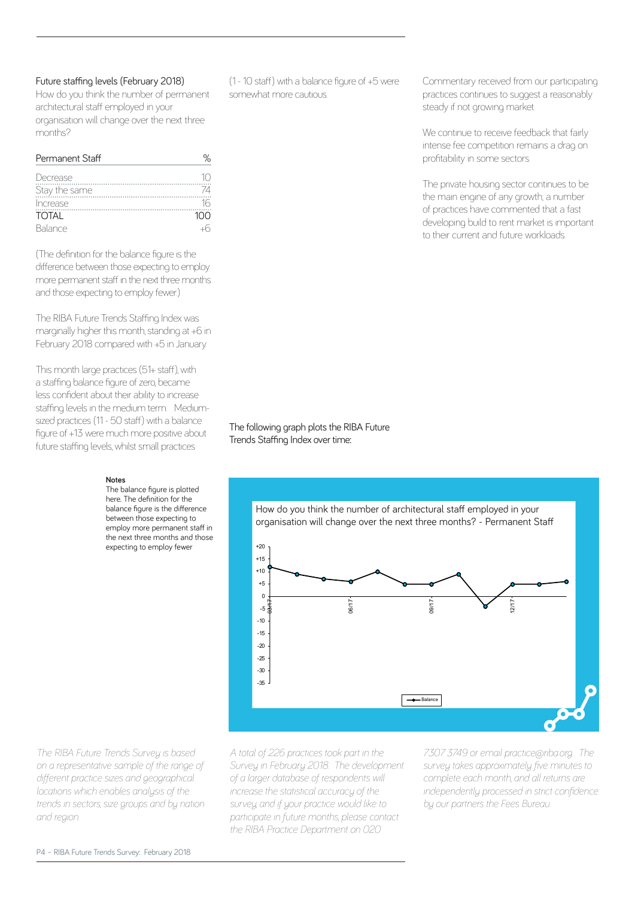## Future staffing levels (February 2018)

How do you think the number of permanent architectural staff employed in your organisation will change over the next three months?

| Permanent Staff | % |
|---|---|
| Decrease | 10 |
| Stay the same | 74 |
| Increase | 16 |
| TOTAL | 100 |
| Balance | +6 |

(The definition for the balance figure is the difference between those expecting to employ more permanent staff in the next three months and those expecting to employ fewer.)

The RIBA Future Trends Staffing Index was marginally higher this month, standing at +6 in February 2018 compared with +5 in January.

This month large practices (51+ staff), with a staffing balance figure of zero, became less confident about their ability to increase staffing levels in the medium term. Medium-sized practices (11 - 50 staff) with a balance figure of +13 were much more positive about future staffing levels, whilst small practices (1 - 10 staff) with a balance figure of +5 were somewhat more cautious.

Commentary received from our participating practices continues to suggest a reasonably steady if not growing market.

We continue to receive feedback that fairly intense fee competition remains a drag on profitability in some sectors.

The private housing sector continues to be the main engine of any growth, a number of practices have commented that a fast developing build to rent market is important to their current and future workloads.

**Notes**
The balance figure is plotted here. The definition for the balance figure is the difference between those expecting to employ more permanent staff in the next three months and those expecting to employ fewer

The following graph plots the RIBA Future Trends Staffing Index over time:

How do you think the number of architectural staff employed in your organisation will change over the next three months? - Permanent Staff

+20
+15
+10
+5
0
-5
-10
-15
-20
-25
-30
-35

03/17
06/17
09/17
12/17

Balance

*The RIBA Future Trends Survey is based on a representative sample of the range of different practice sizes and geographical locations which enables analysis of the trends in sectors, size groups and by nation and region.*

*A total of 226 practices took part in the Survey in February 2018. The development of a larger database of respondents will increase the statistical accuracy of the survey, and if your practice would like to participate in future months, please contact the RIBA Practice Department on 020 7307 3749 or email practice@riba.org. The survey takes approximately five minutes to complete each month, and all returns are independently processed in strict confidence by our partners the Fees Bureau.*